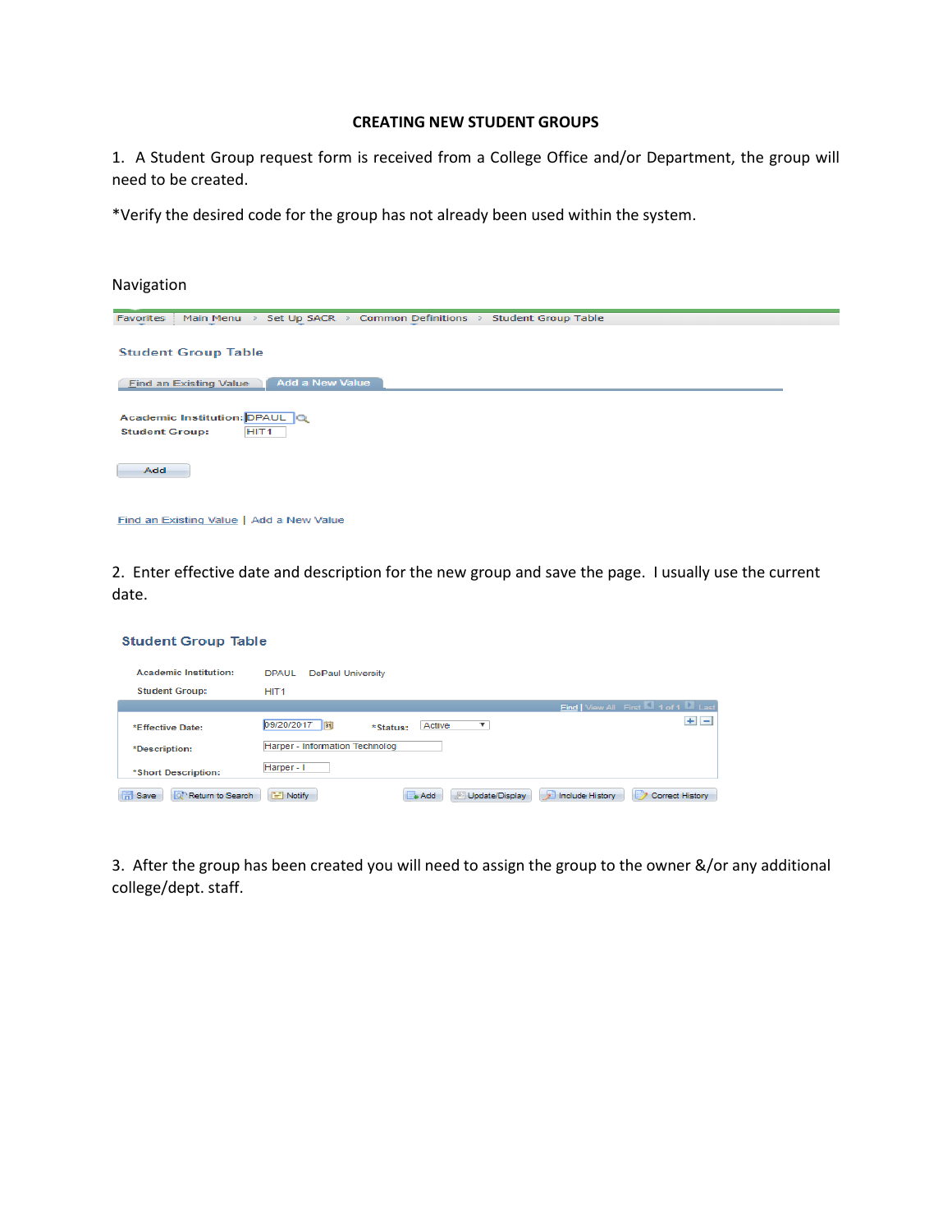# CREATING NEW STUDENT GROUPS

1. A Student Group request form is received from a College Office and/or Department, the group will need to be created.

*Verify the desired code for the group has not already been used within the system.

Navigation

Favorites | Main Menu > Set Up SACR > Common Definitions > Student Group Table

Student Group Table

Find an Existing Value | Add a New Value

Academic Institution: DPAUL

Student Group: HIT1

Add

Find an Existing Value | Add a New Value

2. Enter effective date and description for the new group and save the page. I usually use the current date.

Student Group Table

Academic Institution: DPAUL DePaul University

Student Group: HIT1

Find | View All First 1 of 1 Last

*Effective Date: 09/20/2017 *Status: Active

*Description: Harper - Information Technolog

*Short Description: Harper - I

Save | Return to Search | Notify | Add | Update/Display | Include History | Correct History

3. After the group has been created you will need to assign the group to the owner &/or any additional college/dept. staff.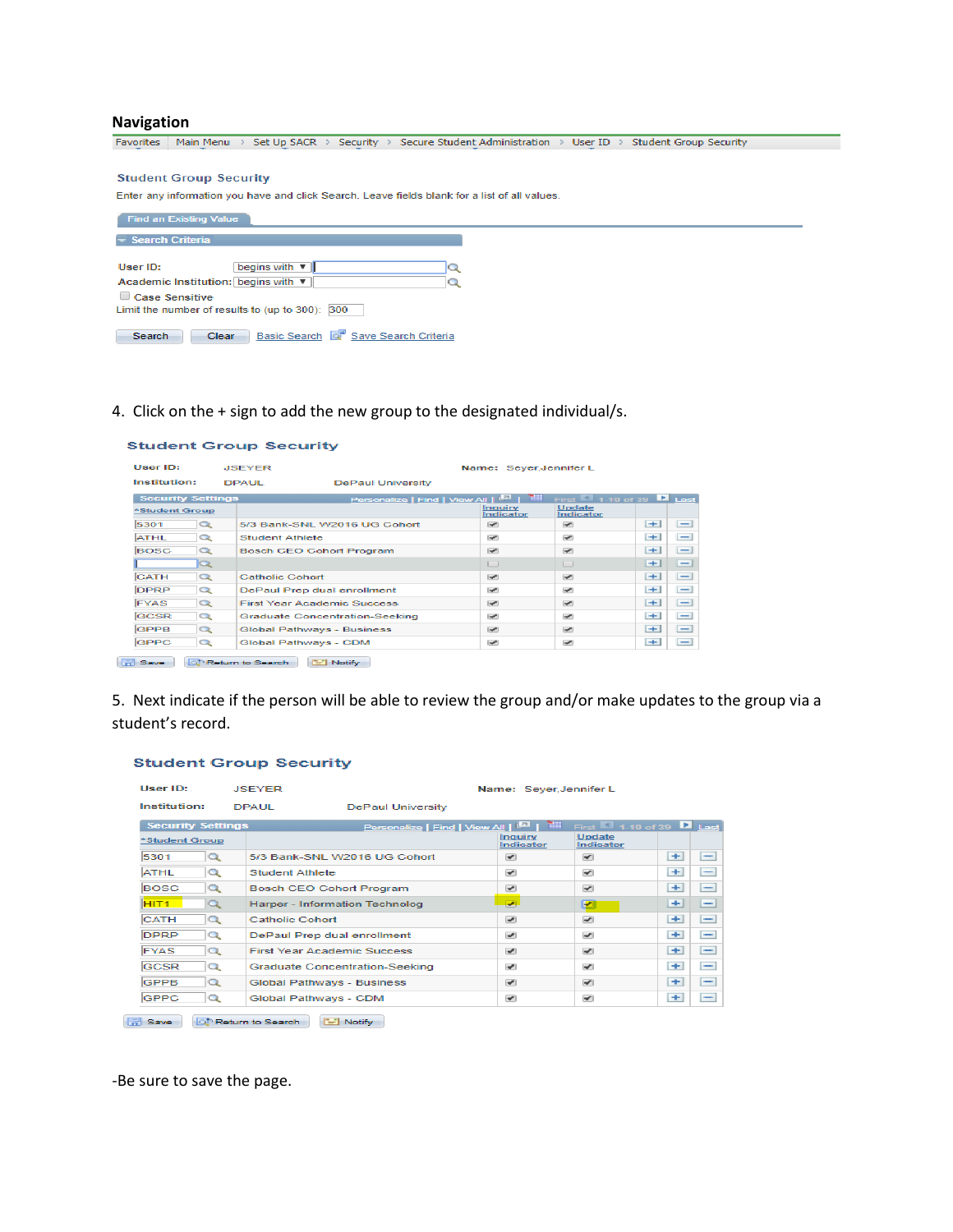**Navigation**

Favorites | Main Menu > Set Up SACR > Security > Secure Student Administration > User ID > Student Group Security

Student Group Security

Enter any information you have and click Search. Leave fields blank for a list of all values.

Find an Existing Value

Search Criteria

User ID: begins with

Academic Institution: begins with

Case Sensitive

Limit the number of results to (up to 300): 300

Search | Clear | Basic Search | Save Search Criteria

4. Click on the + sign to add the new group to the designated individual/s.

**Student Group Security**

User ID: JSEYER &nbsp;&nbsp;&nbsp; Name: Seyer,Jennifer L

Institution: DPAUL &nbsp;&nbsp;&nbsp; DePaul University

Security Settings — Personalize | Find | View All | First 1-10 of 39 Last

| *Student Group | | Inquiry Indicator | Update Indicator | | |
|---|---|---|---|---|---|
| 5301 | 5/3 Bank-SNL W2016 UG Cohort | ✔ | ✔ | + | − |
| ATHL | Student Athlete | ✔ | ✔ | + | − |
| BOSC | Bosch CEO Cohort Program | ✔ | ✔ | + | − |
| | | | | + | − |
| CATH | Catholic Cohort | ✔ | ✔ | + | − |
| DPRP | DePaul Prep dual enrollment | ✔ | ✔ | + | − |
| FYAS | First Year Academic Success | ✔ | ✔ | + | − |
| GCSR | Graduate Concentration-Seeking | ✔ | ✔ | + | − |
| GPPB | Global Pathways - Business | ✔ | ✔ | + | − |
| GPPC | Global Pathways - CDM | ✔ | ✔ | + | − |

Save | Return to Search | Notify

5. Next indicate if the person will be able to review the group and/or make updates to the group via a student's record.

**Student Group Security**

User ID: JSEYER &nbsp;&nbsp;&nbsp; Name: Seyer,Jennifer L

Institution: DPAUL &nbsp;&nbsp;&nbsp; DePaul University

Security Settings — Personalize | Find | View All | First 1-10 of 39 Last

| *Student Group | | Inquiry Indicator | Update Indicator | | |
|---|---|---|---|---|---|
| 5301 | 5/3 Bank-SNL W2016 UG Cohort | ✔ | ✔ | + | − |
| ATHL | Student Athlete | ✔ | ✔ | + | − |
| BOSC | Bosch CEO Cohort Program | ✔ | ✔ | + | − |
| HIT1 | Harper - Information Technolog | ✔ | ✔ | + | − |
| CATH | Catholic Cohort | ✔ | ✔ | + | − |
| DPRP | DePaul Prep dual enrollment | ✔ | ✔ | + | − |
| FYAS | First Year Academic Success | ✔ | ✔ | + | − |
| GCSR | Graduate Concentration-Seeking | ✔ | ✔ | + | − |
| GPPB | Global Pathways - Business | ✔ | ✔ | + | − |
| GPPC | Global Pathways - CDM | ✔ | ✔ | + | − |

Save | Return to Search | Notify

-Be sure to save the page.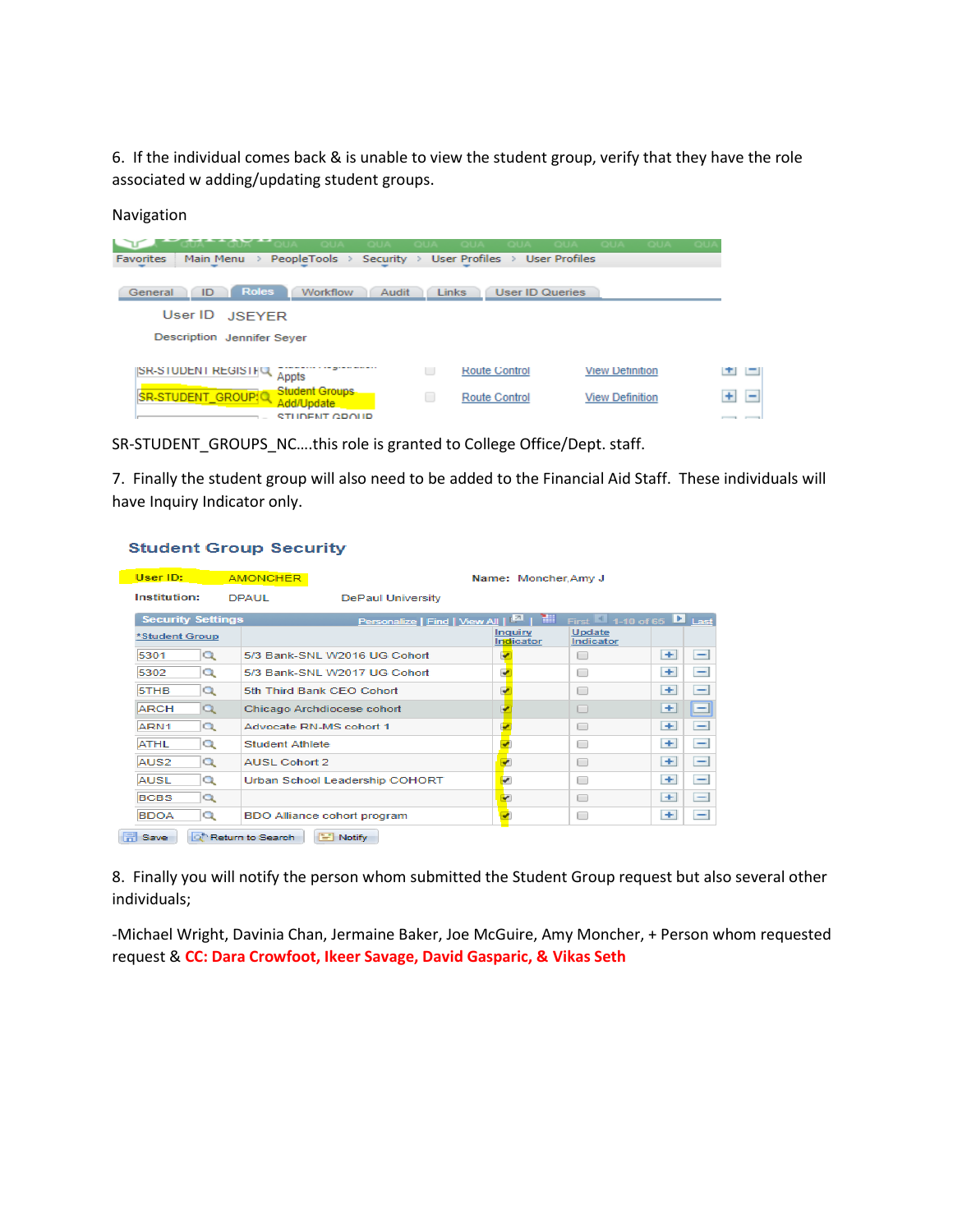6. If the individual comes back & is unable to view the student group, verify that they have the role associated w adding/updating student groups.

Navigation

Favorites > Main Menu > PeopleTools > Security > User Profiles > User Profiles

General | ID | Roles | Workflow | Audit | Links | User ID Queries

User ID JSEYER

Description Jennifer Seyer

| | | | | |
|---|---|---|---|---|
| SR-STUDENT REGISTF | Student Registration Appts | | Route Control | View Definition |
| SR-STUDENT_GROUP | Student Groups Add/Update | | Route Control | View Definition |

SR-STUDENT_GROUPS_NC….this role is granted to College Office/Dept. staff.

7. Finally the student group will also need to be added to the Financial Aid Staff. These individuals will have Inquiry Indicator only.

**Student Group Security**

User ID: AMONCHER Name: Moncher,Amy J

Institution: DPAUL DePaul University

Security Settings — Personalize | Find | View All — First 1-10 of 65 Last

| *Student Group | | Inquiry Indicator | Update Indicator |
|---|---|---|---|
| 5301 | 5/3 Bank-SNL W2016 UG Cohort | ☑ | ☐ |
| 5302 | 5/3 Bank-SNL W2017 UG Cohort | ☑ | ☐ |
| 5THB | 5th Third Bank CEO Cohort | ☑ | ☐ |
| ARCH | Chicago Archdiocese cohort | ☑ | ☐ |
| ARN1 | Advocate RN-MS cohort 1 | ☑ | ☐ |
| ATHL | Student Athlete | ☑ | ☐ |
| AUS2 | AUSL Cohort 2 | ☑ | ☐ |
| AUSL | Urban School Leadership COHORT | ☑ | ☐ |
| BCBS | | ☑ | ☐ |
| BDOA | BDO Alliance cohort program | ☑ | ☐ |

Save | Return to Search | Notify

8. Finally you will notify the person whom submitted the Student Group request but also several other individuals;

-Michael Wright, Davinia Chan, Jermaine Baker, Joe McGuire, Amy Moncher, + Person whom requested request & **CC: Dara Crowfoot, Ikeer Savage, David Gasparic, & Vikas Seth**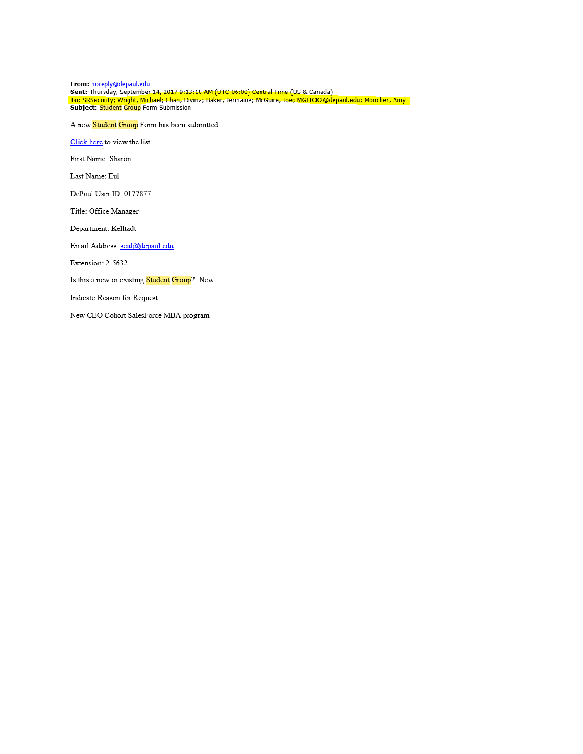**From:** noreply@depaul.edu
**Sent:** Thursday, September 14, 2017 9:13:10 AM (UTC-06:00) Central Time (US & Canada)
**To:** SRSecurity; Wright, Michael; Chan, Divina; Baker, Jermaine; McGuire, Joe; MGLICK2@depaul.edu; Moncher, Amy
**Subject:** Student Group Form Submission

A new Student Group Form has been submitted.

Click here to view the list.

First Name: Sharon

Last Name: Eul

DePaul User ID: 0177877

Title: Office Manager

Department: Kelltadt

Email Address: seul@depaul.edu

Extension: 2-5632

Is this a new or existing Student Group?: New

Indicate Reason for Request:

New CEO Cohort SalesForce MBA program